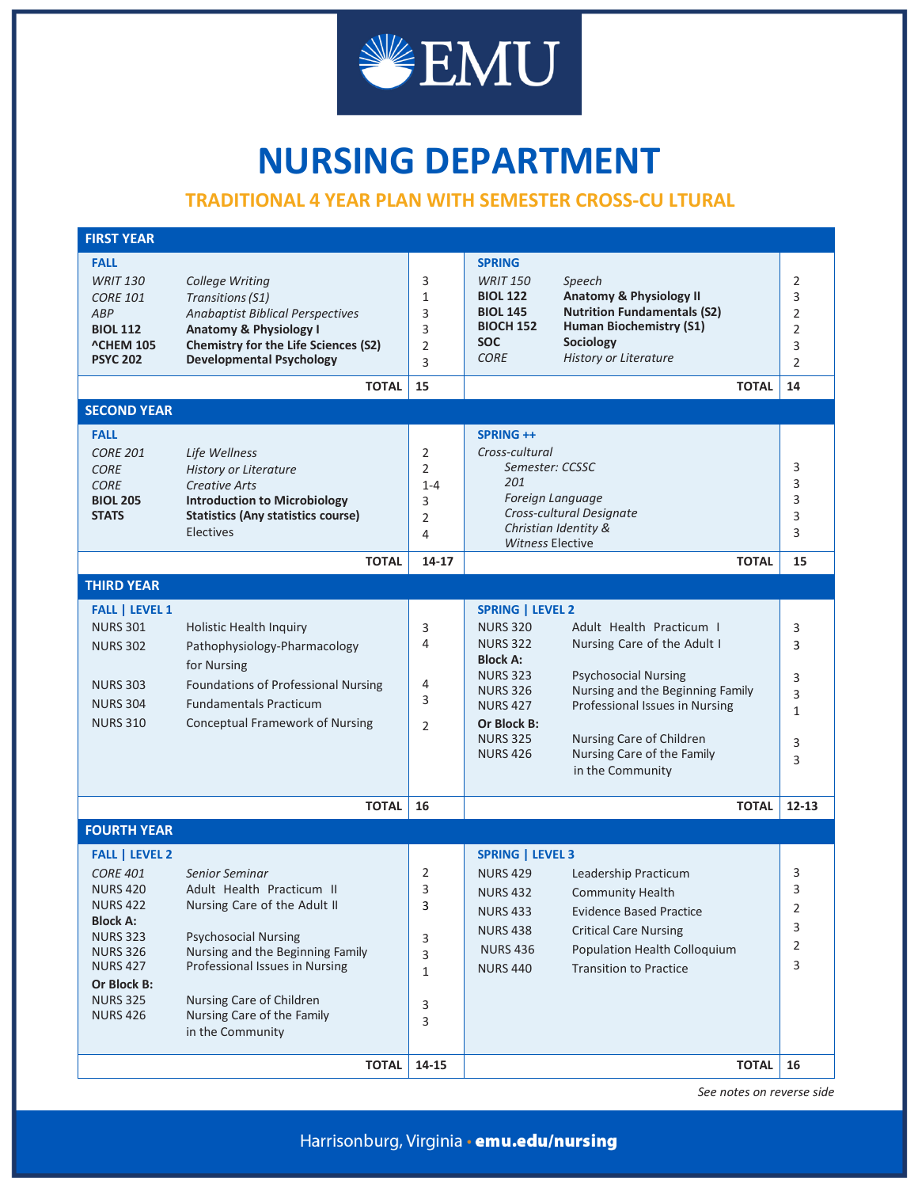EMU

# NURSING DEPARTMENT

## TRADITIONAL 4 YEAR PLAN WITH SEMESTER CROSS-CU LTURAL

### FIRST YEAR

| FALL | | | SPRING | | |
|---|---|---|---|---|---|
| *WRIT 130* | *College Writing* | 3 | *WRIT 150* | *Speech* | 2 |
| *CORE 101* | *Transitions (S1)* | 1 | **BIOL 122** | **Anatomy & Physiology II** | 3 |
| *ABP* | *Anabaptist Biblical Perspectives* | 3 | **BIOL 145** | **Nutrition Fundamentals (S2)** | 2 |
| **BIOL 112** | **Anatomy & Physiology I** | 3 | **BIOCH 152** | **Human Biochemistry (S1)** | 2 |
| **^CHEM 105** | **Chemistry for the Life Sciences (S2)** | 2 | **SOC** | **Sociology** | 3 |
| **PSYC 202** | **Developmental Psychology** | 3 | *CORE* | *History or Literature* | 2 |
| | **TOTAL** | **15** | | **TOTAL** | **14** |

### SECOND YEAR

| FALL | | | SPRING ++ | | |
|---|---|---|---|---|---|
| *CORE 201* | *Life Wellness* | 2 | *Cross-cultural* | | |
| *CORE* | *History or Literature* | 2 | | *Semester: CCSSC 201* | 3 |
| *CORE* | *Creative Arts* | 1-4 | | *Foreign Language* | 3 |
| **BIOL 205** | **Introduction to Microbiology** | 3 | | *Cross-cultural Designate* | 3 |
| **STATS** | **Statistics (Any statistics course)** | 2 | | *Christian Identity & Witness* Elective | 3 |
| | Electives | 4 | | | 3 |
| | **TOTAL** | **14-17** | | **TOTAL** | **15** |

### THIRD YEAR

| FALL \| LEVEL 1 | | | SPRING \| LEVEL 2 | | |
|---|---|---|---|---|---|
| NURS 301 | Holistic Health Inquiry | 3 | NURS 320 | Adult Health Practicum I | 3 |
| NURS 302 | Pathophysiology-Pharmacology for Nursing | 4 | NURS 322 | Nursing Care of the Adult I | 3 |
| | | | **Block A:** | | |
| NURS 303 | Foundations of Professional Nursing | 4 | NURS 323 | Psychosocial Nursing | 3 |
| NURS 304 | Fundamentals Practicum | 3 | NURS 326 | Nursing and the Beginning Family | 3 |
| NURS 310 | Conceptual Framework of Nursing | 2 | NURS 427 | Professional Issues in Nursing | 1 |
| | | | **Or Block B:** | | |
| | | | NURS 325 | Nursing Care of Children | 3 |
| | | | NURS 426 | Nursing Care of the Family in the Community | 3 |
| | **TOTAL** | **16** | | **TOTAL** | **12-13** |

### FOURTH YEAR

| FALL \| LEVEL 2 | | | SPRING \| LEVEL 3 | | |
|---|---|---|---|---|---|
| *CORE 401* | *Senior Seminar* | 2 | NURS 429 | Leadership Practicum | 3 |
| NURS 420 | Adult Health Practicum II | 3 | NURS 432 | Community Health | 3 |
| NURS 422 | Nursing Care of the Adult II | 3 | NURS 433 | Evidence Based Practice | 2 |
| **Block A:** | | | NURS 438 | Critical Care Nursing | 3 |
| NURS 323 | Psychosocial Nursing | 3 | NURS 436 | Population Health Colloquium | 2 |
| NURS 326 | Nursing and the Beginning Family | 3 | NURS 440 | Transition to Practice | 3 |
| NURS 427 | Professional Issues in Nursing | 1 | | | |
| **Or Block B:** | | | | | |
| NURS 325 | Nursing Care of Children | 3 | | | |
| NURS 426 | Nursing Care of the Family in the Community | 3 | | | |
| | **TOTAL** | **14-15** | | **TOTAL** | **16** |

*See notes on reverse side*

Harrisonburg, Virginia • **emu.edu/nursing**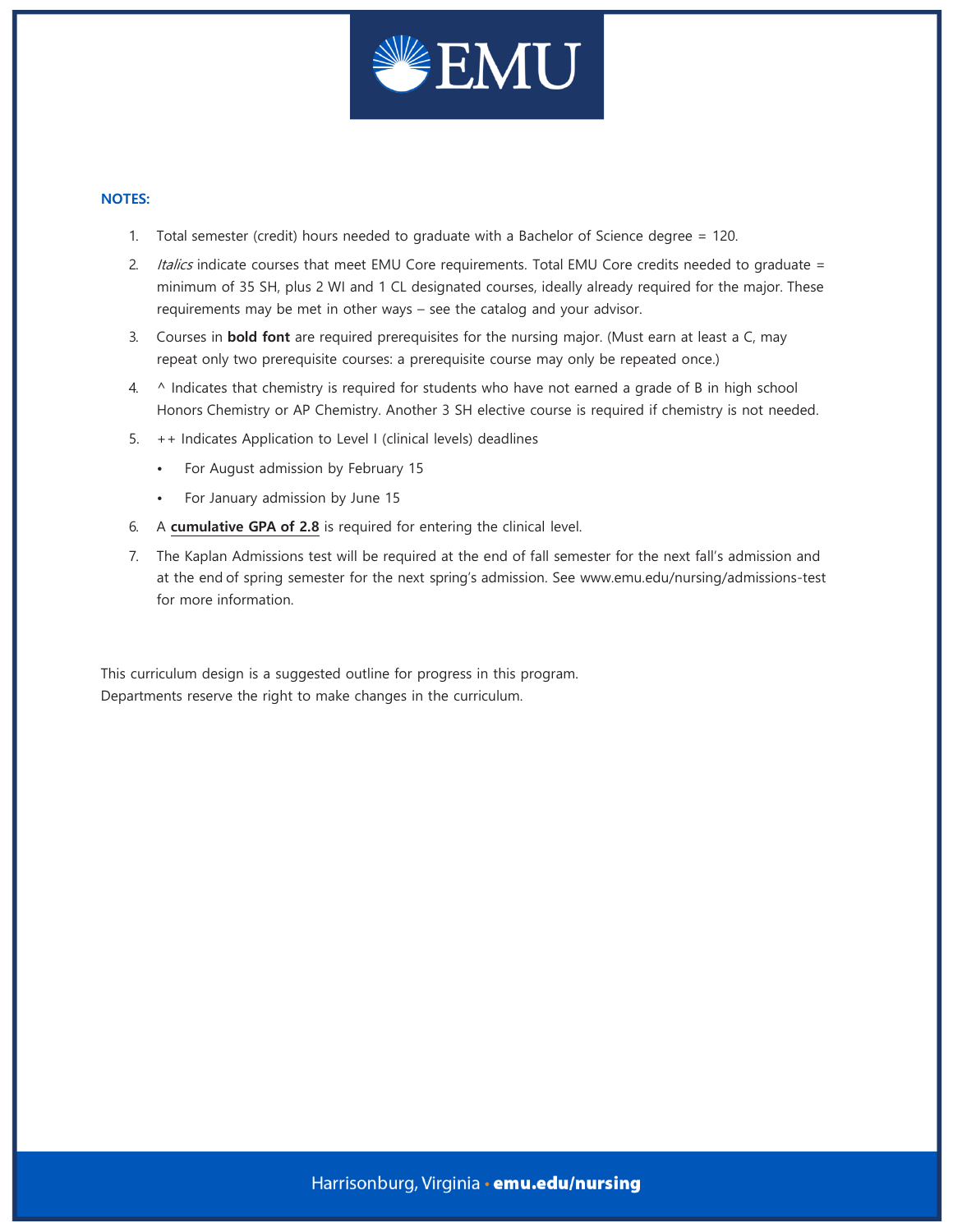**NOTES:**

1. Total semester (credit) hours needed to graduate with a Bachelor of Science degree = 120.
2. *Italics* indicate courses that meet EMU Core requirements. Total EMU Core credits needed to graduate = minimum of 35 SH, plus 2 WI and 1 CL designated courses, ideally already required for the major. These requirements may be met in other ways – see the catalog and your advisor.
3. Courses in **bold font** are required prerequisites for the nursing major. (Must earn at least a C, may repeat only two prerequisite courses: a prerequisite course may only be repeated once.)
4. ^ Indicates that chemistry is required for students who have not earned a grade of B in high school Honors Chemistry or AP Chemistry. Another 3 SH elective course is required if chemistry is not needed.
5. ++ Indicates Application to Level I (clinical levels) deadlines
   - For August admission by February 15
   - For January admission by June 15
6. A **cumulative GPA of 2.8** is required for entering the clinical level.
7. The Kaplan Admissions test will be required at the end of fall semester for the next fall's admission and at the end of spring semester for the next spring's admission. See www.emu.edu/nursing/admissions-test for more information.

This curriculum design is a suggested outline for progress in this program.
Departments reserve the right to make changes in the curriculum.

Harrisonburg, Virginia • **emu.edu/nursing**